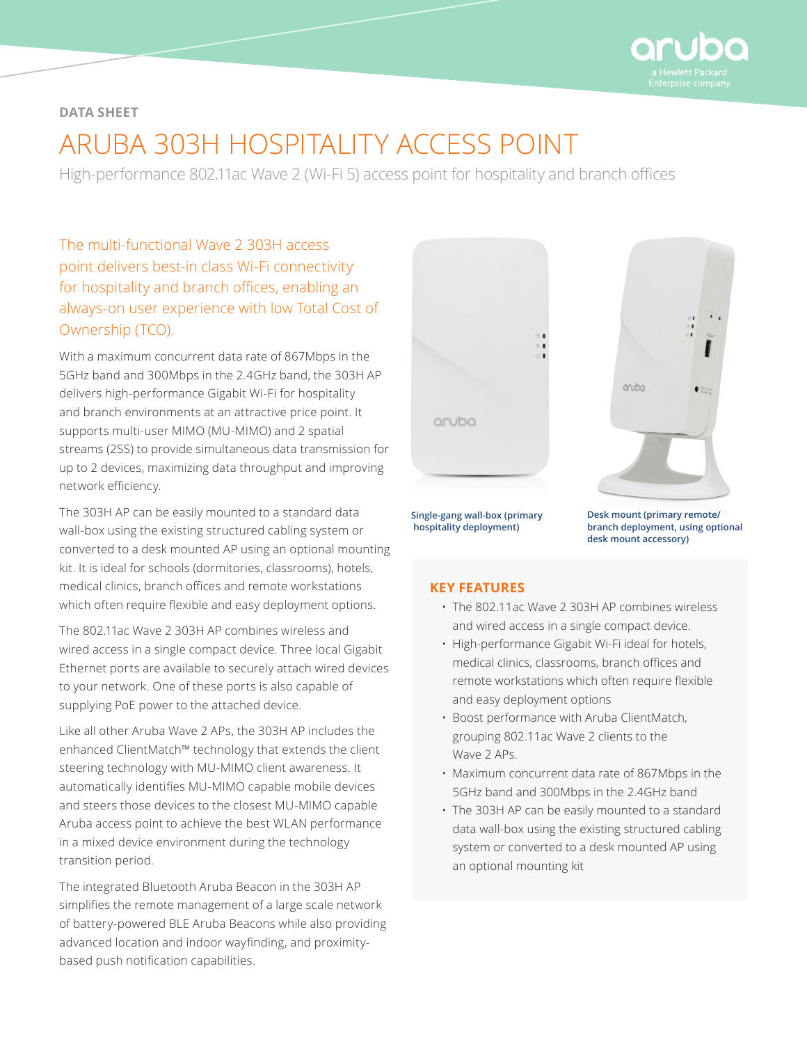DATA SHEET

# ARUBA 303H HOSPITALITY ACCESS POINT

High-performance 802.11ac Wave 2 (Wi-Fi 5) access point for hospitality and branch offices

The multi-functional Wave 2 303H access point delivers best-in class Wi-Fi connectivity for hospitality and branch offices, enabling an always-on user experience with low Total Cost of Ownership (TCO).

With a maximum concurrent data rate of 867Mbps in the 5GHz band and 300Mbps in the 2.4GHz band, the 303H AP delivers high-performance Gigabit Wi-Fi for hospitality and branch environments at an attractive price point. It supports multi-user MIMO (MU-MIMO) and 2 spatial streams (2SS) to provide simultaneous data transmission for up to 2 devices, maximizing data throughput and improving network efficiency.

The 303H AP can be easily mounted to a standard data wall-box using the existing structured cabling system or converted to a desk mounted AP using an optional mounting kit. It is ideal for schools (dormitories, classrooms), hotels, medical clinics, branch offices and remote workstations which often require flexible and easy deployment options.

The 802.11ac Wave 2 303H AP combines wireless and wired access in a single compact device. Three local Gigabit Ethernet ports are available to securely attach wired devices to your network. One of these ports is also capable of supplying PoE power to the attached device.

Like all other Aruba Wave 2 APs, the 303H AP includes the enhanced ClientMatch™ technology that extends the client steering technology with MU-MIMO client awareness. It automatically identifies MU-MIMO capable mobile devices and steers those devices to the closest MU-MIMO capable Aruba access point to achieve the best WLAN performance in a mixed device environment during the technology transition period.

The integrated Bluetooth Aruba Beacon in the 303H AP simplifies the remote management of a large scale network of battery-powered BLE Aruba Beacons while also providing advanced location and indoor wayfinding, and proximity-based push notification capabilities.

**Single-gang wall-box (primary hospitality deployment)**

**Desk mount (primary remote/ branch deployment, using optional desk mount accessory)**

## KEY FEATURES

- The 802.11ac Wave 2 303H AP combines wireless and wired access in a single compact device.
- High-performance Gigabit Wi-Fi ideal for hotels, medical clinics, classrooms, branch offices and remote workstations which often require flexible and easy deployment options
- Boost performance with Aruba ClientMatch, grouping 802.11ac Wave 2 clients to the Wave 2 APs.
- Maximum concurrent data rate of 867Mbps in the 5GHz band and 300Mbps in the 2.4GHz band
- The 303H AP can be easily mounted to a standard data wall-box using the existing structured cabling system or converted to a desk mounted AP using an optional mounting kit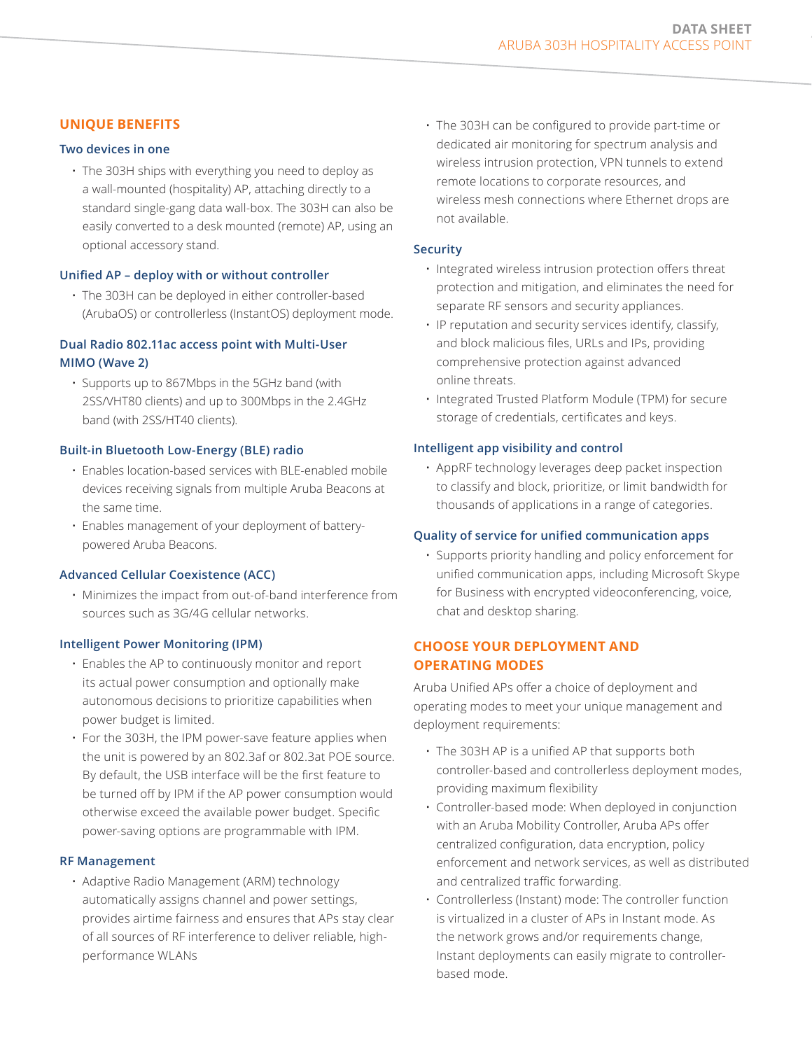## UNIQUE BENEFITS

### Two devices in one

- The 303H ships with everything you need to deploy as a wall-mounted (hospitality) AP, attaching directly to a standard single-gang data wall-box. The 303H can also be easily converted to a desk mounted (remote) AP, using an optional accessory stand.

### Unified AP – deploy with or without controller

- The 303H can be deployed in either controller-based (ArubaOS) or controllerless (InstantOS) deployment mode.

### Dual Radio 802.11ac access point with Multi-User MIMO (Wave 2)

- Supports up to 867Mbps in the 5GHz band (with 2SS/VHT80 clients) and up to 300Mbps in the 2.4GHz band (with 2SS/HT40 clients).

### Built-in Bluetooth Low-Energy (BLE) radio

- Enables location-based services with BLE-enabled mobile devices receiving signals from multiple Aruba Beacons at the same time.
- Enables management of your deployment of battery-powered Aruba Beacons.

### Advanced Cellular Coexistence (ACC)

- Minimizes the impact from out-of-band interference from sources such as 3G/4G cellular networks.

### Intelligent Power Monitoring (IPM)

- Enables the AP to continuously monitor and report its actual power consumption and optionally make autonomous decisions to prioritize capabilities when power budget is limited.
- For the 303H, the IPM power-save feature applies when the unit is powered by an 802.3af or 802.3at POE source. By default, the USB interface will be the first feature to be turned off by IPM if the AP power consumption would otherwise exceed the available power budget. Specific power-saving options are programmable with IPM.

### RF Management

- Adaptive Radio Management (ARM) technology automatically assigns channel and power settings, provides airtime fairness and ensures that APs stay clear of all sources of RF interference to deliver reliable, high-performance WLANs
- The 303H can be configured to provide part-time or dedicated air monitoring for spectrum analysis and wireless intrusion protection, VPN tunnels to extend remote locations to corporate resources, and wireless mesh connections where Ethernet drops are not available.

### Security

- Integrated wireless intrusion protection offers threat protection and mitigation, and eliminates the need for separate RF sensors and security appliances.
- IP reputation and security services identify, classify, and block malicious files, URLs and IPs, providing comprehensive protection against advanced online threats.
- Integrated Trusted Platform Module (TPM) for secure storage of credentials, certificates and keys.

### Intelligent app visibility and control

- AppRF technology leverages deep packet inspection to classify and block, prioritize, or limit bandwidth for thousands of applications in a range of categories.

### Quality of service for unified communication apps

- Supports priority handling and policy enforcement for unified communication apps, including Microsoft Skype for Business with encrypted videoconferencing, voice, chat and desktop sharing.

## CHOOSE YOUR DEPLOYMENT AND OPERATING MODES

Aruba Unified APs offer a choice of deployment and operating modes to meet your unique management and deployment requirements:

- The 303H AP is a unified AP that supports both controller-based and controllerless deployment modes, providing maximum flexibility
- Controller-based mode: When deployed in conjunction with an Aruba Mobility Controller, Aruba APs offer centralized configuration, data encryption, policy enforcement and network services, as well as distributed and centralized traffic forwarding.
- Controllerless (Instant) mode: The controller function is virtualized in a cluster of APs in Instant mode. As the network grows and/or requirements change, Instant deployments can easily migrate to controller-based mode.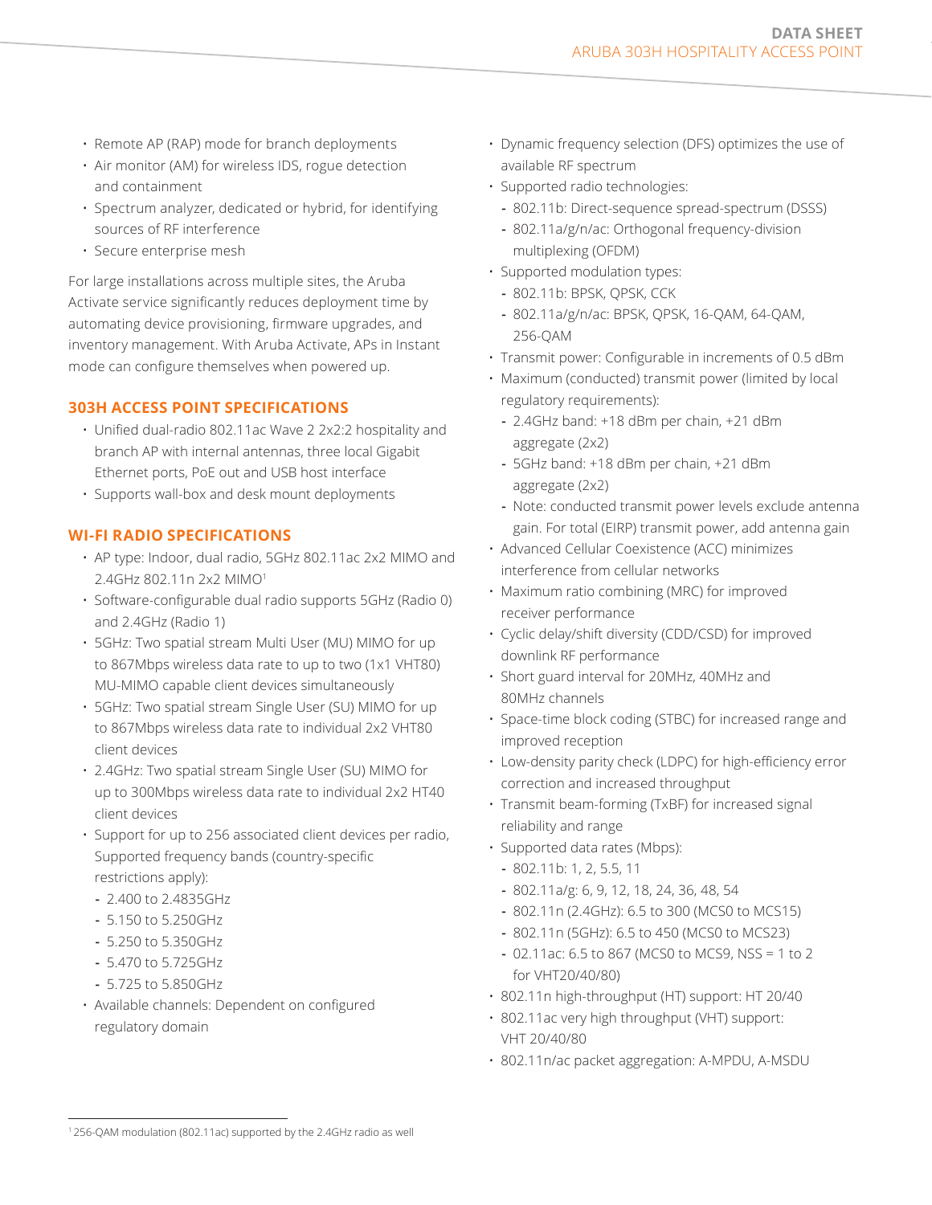- Remote AP (RAP) mode for branch deployments
- Air monitor (AM) for wireless IDS, rogue detection and containment
- Spectrum analyzer, dedicated or hybrid, for identifying sources of RF interference
- Secure enterprise mesh

For large installations across multiple sites, the Aruba Activate service significantly reduces deployment time by automating device provisioning, firmware upgrades, and inventory management. With Aruba Activate, APs in Instant mode can configure themselves when powered up.

## 303H ACCESS POINT SPECIFICATIONS

- Unified dual-radio 802.11ac Wave 2 2x2:2 hospitality and branch AP with internal antennas, three local Gigabit Ethernet ports, PoE out and USB host interface
- Supports wall-box and desk mount deployments

## WI-FI RADIO SPECIFICATIONS

- AP type: Indoor, dual radio, 5GHz 802.11ac 2x2 MIMO and 2.4GHz 802.11n 2x2 MIMO[1]
- Software-configurable dual radio supports 5GHz (Radio 0) and 2.4GHz (Radio 1)
- 5GHz: Two spatial stream Multi User (MU) MIMO for up to 867Mbps wireless data rate to up to two (1x1 VHT80) MU-MIMO capable client devices simultaneously
- 5GHz: Two spatial stream Single User (SU) MIMO for up to 867Mbps wireless data rate to individual 2x2 VHT80 client devices
- 2.4GHz: Two spatial stream Single User (SU) MIMO for up to 300Mbps wireless data rate to individual 2x2 HT40 client devices
- Support for up to 256 associated client devices per radio, Supported frequency bands (country-specific restrictions apply):
  - 2.400 to 2.4835GHz
  - 5.150 to 5.250GHz
  - 5.250 to 5.350GHz
  - 5.470 to 5.725GHz
  - 5.725 to 5.850GHz
- Available channels: Dependent on configured regulatory domain
- Dynamic frequency selection (DFS) optimizes the use of available RF spectrum
- Supported radio technologies:
  - 802.11b: Direct-sequence spread-spectrum (DSSS)
  - 802.11a/g/n/ac: Orthogonal frequency-division multiplexing (OFDM)
- Supported modulation types:
  - 802.11b: BPSK, QPSK, CCK
  - 802.11a/g/n/ac: BPSK, QPSK, 16-QAM, 64-QAM, 256-QAM
- Transmit power: Configurable in increments of 0.5 dBm
- Maximum (conducted) transmit power (limited by local regulatory requirements):
  - 2.4GHz band: +18 dBm per chain, +21 dBm aggregate (2x2)
  - 5GHz band: +18 dBm per chain, +21 dBm aggregate (2x2)
  - Note: conducted transmit power levels exclude antenna gain. For total (EIRP) transmit power, add antenna gain
- Advanced Cellular Coexistence (ACC) minimizes interference from cellular networks
- Maximum ratio combining (MRC) for improved receiver performance
- Cyclic delay/shift diversity (CDD/CSD) for improved downlink RF performance
- Short guard interval for 20MHz, 40MHz and 80MHz channels
- Space-time block coding (STBC) for increased range and improved reception
- Low-density parity check (LDPC) for high-efficiency error correction and increased throughput
- Transmit beam-forming (TxBF) for increased signal reliability and range
- Supported data rates (Mbps):
  - 802.11b: 1, 2, 5.5, 11
  - 802.11a/g: 6, 9, 12, 18, 24, 36, 48, 54
  - 802.11n (2.4GHz): 6.5 to 300 (MCS0 to MCS15)
  - 802.11n (5GHz): 6.5 to 450 (MCS0 to MCS23)
  - 02.11ac: 6.5 to 867 (MCS0 to MCS9, NSS = 1 to 2 for VHT20/40/80)
- 802.11n high-throughput (HT) support: HT 20/40
- 802.11ac very high throughput (VHT) support: VHT 20/40/80
- 802.11n/ac packet aggregation: A-MPDU, A-MSDU

[1] 256-QAM modulation (802.11ac) supported by the 2.4GHz radio as well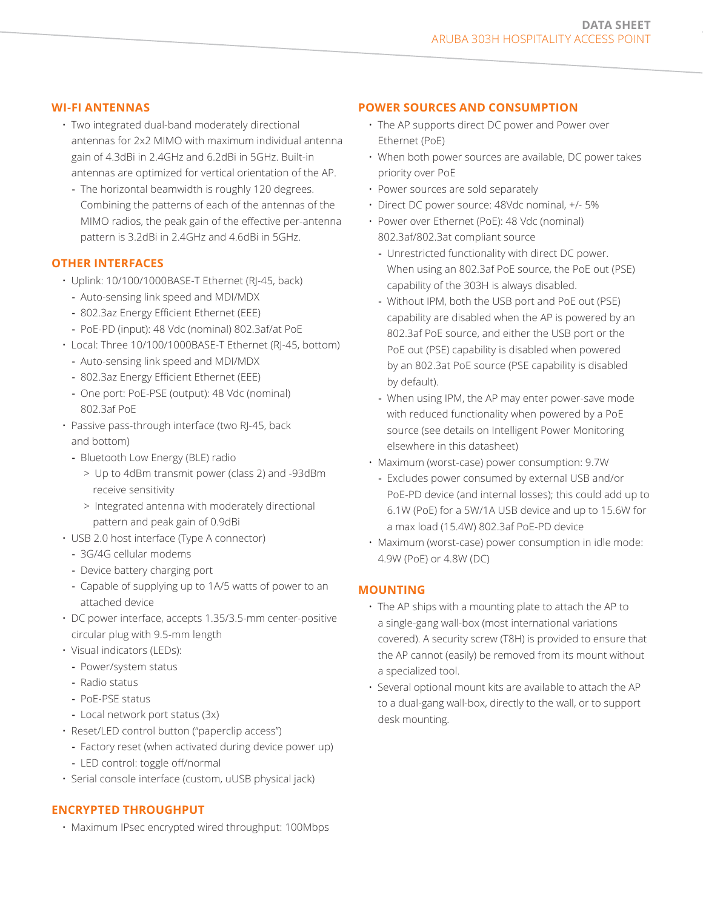## WI-FI ANTENNAS

- Two integrated dual-band moderately directional antennas for 2x2 MIMO with maximum individual antenna gain of 4.3dBi in 2.4GHz and 6.2dBi in 5GHz. Built-in antennas are optimized for vertical orientation of the AP.
  - The horizontal beamwidth is roughly 120 degrees. Combining the patterns of each of the antennas of the MIMO radios, the peak gain of the effective per-antenna pattern is 3.2dBi in 2.4GHz and 4.6dBi in 5GHz.

## OTHER INTERFACES

- Uplink: 10/100/1000BASE-T Ethernet (RJ-45, back)
  - Auto-sensing link speed and MDI/MDX
  - 802.3az Energy Efficient Ethernet (EEE)
  - PoE-PD (input): 48 Vdc (nominal) 802.3af/at PoE
- Local: Three 10/100/1000BASE-T Ethernet (RJ-45, bottom)
  - Auto-sensing link speed and MDI/MDX
  - 802.3az Energy Efficient Ethernet (EEE)
  - One port: PoE-PSE (output): 48 Vdc (nominal) 802.3af PoE
- Passive pass-through interface (two RJ-45, back and bottom)
  - Bluetooth Low Energy (BLE) radio
    - > Up to 4dBm transmit power (class 2) and -93dBm receive sensitivity
    - > Integrated antenna with moderately directional pattern and peak gain of 0.9dBi
- USB 2.0 host interface (Type A connector)
  - 3G/4G cellular modems
  - Device battery charging port
  - Capable of supplying up to 1A/5 watts of power to an attached device
- DC power interface, accepts 1.35/3.5-mm center-positive circular plug with 9.5-mm length
- Visual indicators (LEDs):
  - Power/system status
  - Radio status
  - PoE-PSE status
  - Local network port status (3x)
- Reset/LED control button ("paperclip access")
  - Factory reset (when activated during device power up)
  - LED control: toggle off/normal
- Serial console interface (custom, uUSB physical jack)

## ENCRYPTED THROUGHPUT

- Maximum IPsec encrypted wired throughput: 100Mbps

## POWER SOURCES AND CONSUMPTION

- The AP supports direct DC power and Power over Ethernet (PoE)
- When both power sources are available, DC power takes priority over PoE
- Power sources are sold separately
- Direct DC power source: 48Vdc nominal, +/- 5%
- Power over Ethernet (PoE): 48 Vdc (nominal) 802.3af/802.3at compliant source
  - Unrestricted functionality with direct DC power. When using an 802.3af PoE source, the PoE out (PSE) capability of the 303H is always disabled.
  - Without IPM, both the USB port and PoE out (PSE) capability are disabled when the AP is powered by an 802.3af PoE source, and either the USB port or the PoE out (PSE) capability is disabled when powered by an 802.3at PoE source (PSE capability is disabled by default).
  - When using IPM, the AP may enter power-save mode with reduced functionality when powered by a PoE source (see details on Intelligent Power Monitoring elsewhere in this datasheet)
- Maximum (worst-case) power consumption: 9.7W
  - Excludes power consumed by external USB and/or PoE-PD device (and internal losses); this could add up to 6.1W (PoE) for a 5W/1A USB device and up to 15.6W for a max load (15.4W) 802.3af PoE-PD device
- Maximum (worst-case) power consumption in idle mode: 4.9W (PoE) or 4.8W (DC)

## MOUNTING

- The AP ships with a mounting plate to attach the AP to a single-gang wall-box (most international variations covered). A security screw (T8H) is provided to ensure that the AP cannot (easily) be removed from its mount without a specialized tool.
- Several optional mount kits are available to attach the AP to a dual-gang wall-box, directly to the wall, or to support desk mounting.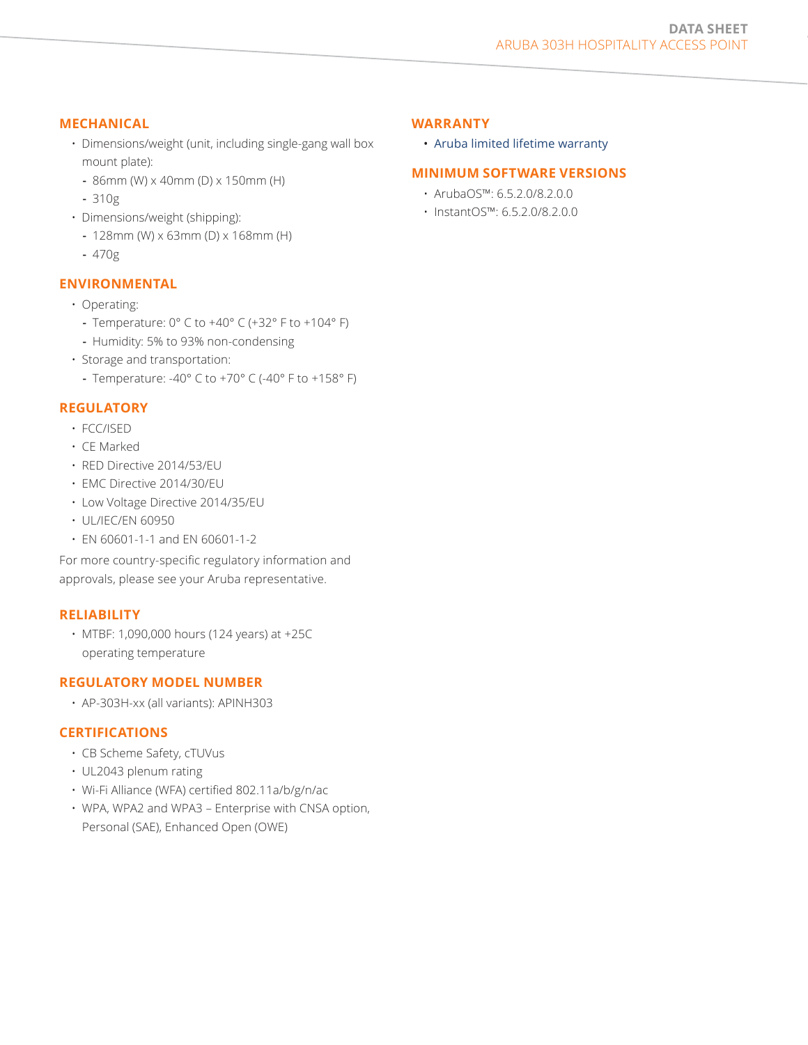## MECHANICAL

- Dimensions/weight (unit, including single-gang wall box mount plate):
  - 86mm (W) x 40mm (D) x 150mm (H)
  - 310g
- Dimensions/weight (shipping):
  - 128mm (W) x 63mm (D) x 168mm (H)
  - 470g

## ENVIRONMENTAL

- Operating:
  - Temperature: 0° C to +40° C (+32° F to +104° F)
  - Humidity: 5% to 93% non-condensing
- Storage and transportation:
  - Temperature: -40° C to +70° C (-40° F to +158° F)

## REGULATORY

- FCC/ISED
- CE Marked
- RED Directive 2014/53/EU
- EMC Directive 2014/30/EU
- Low Voltage Directive 2014/35/EU
- UL/IEC/EN 60950
- EN 60601-1-1 and EN 60601-1-2

For more country-specific regulatory information and approvals, please see your Aruba representative.

## RELIABILITY

- MTBF: 1,090,000 hours (124 years) at +25C operating temperature

## REGULATORY MODEL NUMBER

- AP-303H-xx (all variants): APINH303

## CERTIFICATIONS

- CB Scheme Safety, cTUVus
- UL2043 plenum rating
- Wi-Fi Alliance (WFA) certified 802.11a/b/g/n/ac
- WPA, WPA2 and WPA3 – Enterprise with CNSA option, Personal (SAE), Enhanced Open (OWE)

## WARRANTY

- Aruba limited lifetime warranty

## MINIMUM SOFTWARE VERSIONS

- ArubaOS™: 6.5.2.0/8.2.0.0
- InstantOS™: 6.5.2.0/8.2.0.0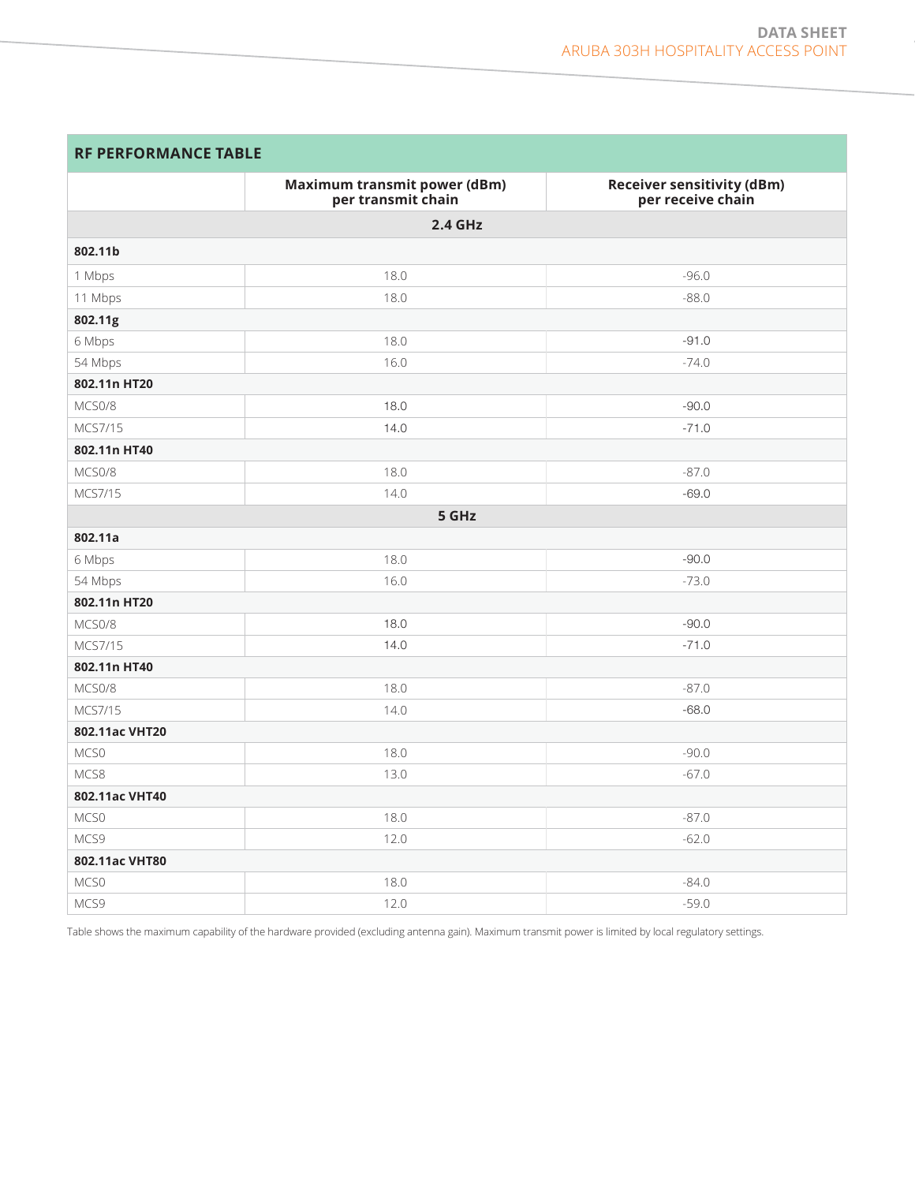## RF PERFORMANCE TABLE

| | Maximum transmit power (dBm) per transmit chain | Receiver sensitivity (dBm) per receive chain |
|---|---|---|
| **2.4 GHz** | | |
| **802.11b** | | |
| 1 Mbps | 18.0 | -96.0 |
| 11 Mbps | 18.0 | -88.0 |
| **802.11g** | | |
| 6 Mbps | 18.0 | -91.0 |
| 54 Mbps | 16.0 | -74.0 |
| **802.11n HT20** | | |
| MCS0/8 | 18.0 | -90.0 |
| MCS7/15 | 14.0 | -71.0 |
| **802.11n HT40** | | |
| MCS0/8 | 18.0 | -87.0 |
| MCS7/15 | 14.0 | -69.0 |
| **5 GHz** | | |
| **802.11a** | | |
| 6 Mbps | 18.0 | -90.0 |
| 54 Mbps | 16.0 | -73.0 |
| **802.11n HT20** | | |
| MCS0/8 | 18.0 | -90.0 |
| MCS7/15 | 14.0 | -71.0 |
| **802.11n HT40** | | |
| MCS0/8 | 18.0 | -87.0 |
| MCS7/15 | 14.0 | -68.0 |
| **802.11ac VHT20** | | |
| MCS0 | 18.0 | -90.0 |
| MCS8 | 13.0 | -67.0 |
| **802.11ac VHT40** | | |
| MCS0 | 18.0 | -87.0 |
| MCS9 | 12.0 | -62.0 |
| **802.11ac VHT80** | | |
| MCS0 | 18.0 | -84.0 |
| MCS9 | 12.0 | -59.0 |

Table shows the maximum capability of the hardware provided (excluding antenna gain). Maximum transmit power is limited by local regulatory settings.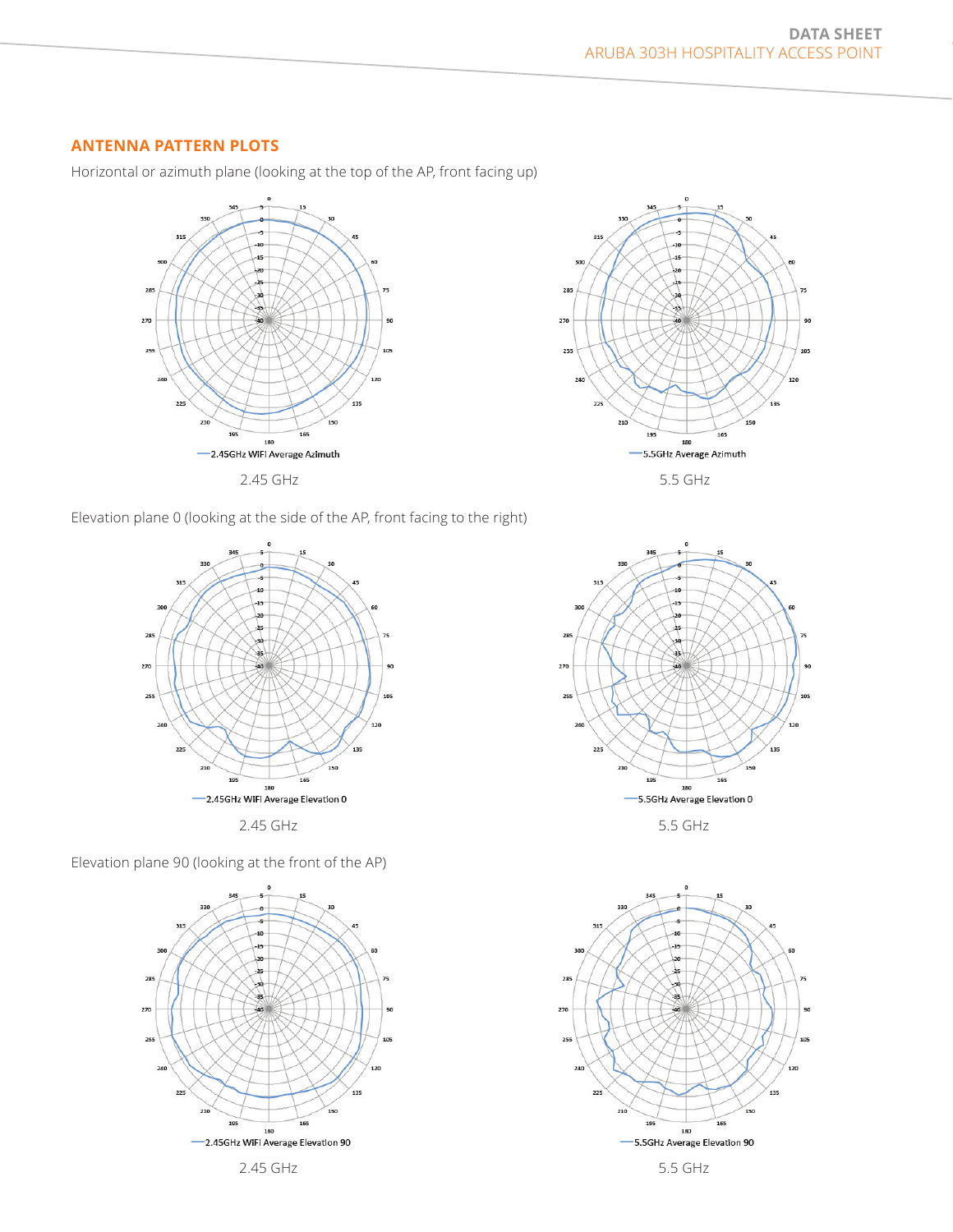## ANTENNA PATTERN PLOTS

Horizontal or azimuth plane (looking at the top of the AP, front facing up)

2.45 GHz

5.5 GHz

Elevation plane 0 (looking at the side of the AP, front facing to the right)

2.45 GHz

5.5 GHz

Elevation plane 90 (looking at the front of the AP)

2.45 GHz

5.5 GHz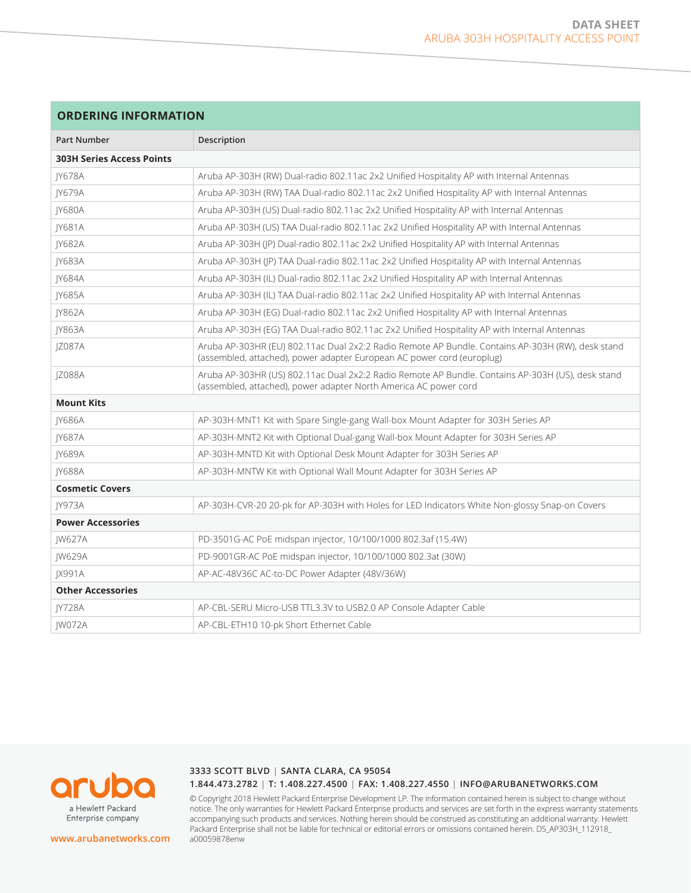## ORDERING INFORMATION

| Part Number | Description |
|---|---|
| **303H Series Access Points** | |
| JY678A | Aruba AP-303H (RW) Dual-radio 802.11ac 2x2 Unified Hospitality AP with Internal Antennas |
| JY679A | Aruba AP-303H (RW) TAA Dual-radio 802.11ac 2x2 Unified Hospitality AP with Internal Antennas |
| JY680A | Aruba AP-303H (US) Dual-radio 802.11ac 2x2 Unified Hospitality AP with Internal Antennas |
| JY681A | Aruba AP-303H (US) TAA Dual-radio 802.11ac 2x2 Unified Hospitality AP with Internal Antennas |
| JY682A | Aruba AP-303H (JP) Dual-radio 802.11ac 2x2 Unified Hospitality AP with Internal Antennas |
| JY683A | Aruba AP-303H (JP) TAA Dual-radio 802.11ac 2x2 Unified Hospitality AP with Internal Antennas |
| JY684A | Aruba AP-303H (IL) Dual-radio 802.11ac 2x2 Unified Hospitality AP with Internal Antennas |
| JY685A | Aruba AP-303H (IL) TAA Dual-radio 802.11ac 2x2 Unified Hospitality AP with Internal Antennas |
| JY862A | Aruba AP-303H (EG) Dual-radio 802.11ac 2x2 Unified Hospitality AP with Internal Antennas |
| JY863A | Aruba AP-303H (EG) TAA Dual-radio 802.11ac 2x2 Unified Hospitality AP with Internal Antennas |
| JZ087A | Aruba AP-303HR (EU) 802.11ac Dual 2x2:2 Radio Remote AP Bundle. Contains AP-303H (RW), desk stand (assembled, attached), power adapter European AC power cord (europlug) |
| JZ088A | Aruba AP-303HR (US) 802.11ac Dual 2x2:2 Radio Remote AP Bundle. Contains AP-303H (US), desk stand (assembled, attached), power adapter North America AC power cord |
| **Mount Kits** | |
| JY686A | AP-303H-MNT1 Kit with Spare Single-gang Wall-box Mount Adapter for 303H Series AP |
| JY687A | AP-303H-MNT2 Kit with Optional Dual-gang Wall-box Mount Adapter for 303H Series AP |
| JY689A | AP-303H-MNTD Kit with Optional Desk Mount Adapter for 303H Series AP |
| JY688A | AP-303H-MNTW Kit with Optional Wall Mount Adapter for 303H Series AP |
| **Cosmetic Covers** | |
| JY973A | AP-303H-CVR-20 20-pk for AP-303H with Holes for LED Indicators White Non-glossy Snap-on Covers |
| **Power Accessories** | |
| JW627A | PD-3501G-AC PoE midspan injector, 10/100/1000 802.3af (15.4W) |
| JW629A | PD-9001GR-AC PoE midspan injector, 10/100/1000 802.3at (30W) |
| JX991A | AP-AC-48V36C AC-to-DC Power Adapter (48V/36W) |
| **Other Accessories** | |
| JY728A | AP-CBL-SERU Micro-USB TTL3.3V to USB2.0 AP Console Adapter Cable |
| JW072A | AP-CBL-ETH10 10-pk Short Ethernet Cable |

aruba
a Hewlett Packard Enterprise company

www.arubanetworks.com

**3333 SCOTT BLVD | SANTA CLARA, CA 95054**
**1.844.473.2782 | T: 1.408.227.4500 | FAX: 1.408.227.4550 | INFO@ARUBANETWORKS.COM**

© Copyright 2018 Hewlett Packard Enterprise Development LP. The information contained herein is subject to change without notice. The only warranties for Hewlett Packard Enterprise products and services are set forth in the express warranty statements accompanying such products and services. Nothing herein should be construed as constituting an additional warranty. Hewlett Packard Enterprise shall not be liable for technical or editorial errors or omissions contained herein. DS_AP303H_112918_a00059878enw